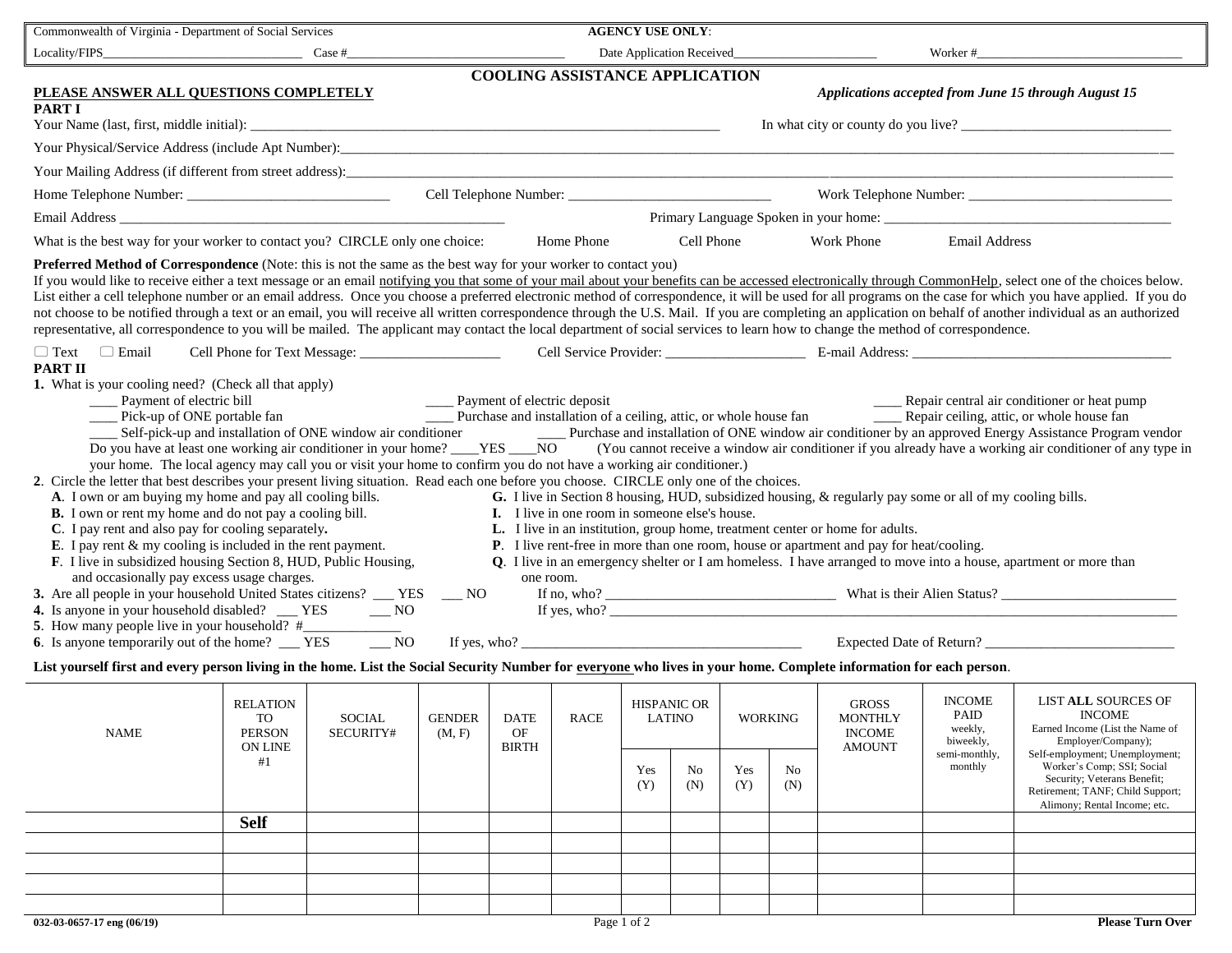Commonwealth of Virginia - Department of Social Services

**AGENCY USE ONLY**:

Locality/FIPS______________________________ Case #__________________________________ Date Application Received______________________ Worker #________________________________

# COOLING ASSISTANCE APPLICATION

**PLEASE ANSWER ALL QUESTIONS COMPLETELY**

***Applications accepted from June 15 through August 15***

## PART I

Your Name (last, first, middle initial): ____________________________________________________________________ In what city or county do you live? ______________________________

Your Physical/Service Address (include Apt Number):______________________________________________________________________________________________________

Your Mailing Address (if different from street address):____________________________________________________________________________________________________

Home Telephone Number: ____________________________ Cell Telephone Number: ____________________________ Work Telephone Number: ____________________________

Email Address ________________________________________________________ Primary Language Spoken in your home: __________________________________________

What is the best way for your worker to contact you? CIRCLE only one choice: Home Phone Cell Phone Work Phone Email Address

**Preferred Method of Correspondence** (Note: this is not the same as the best way for your worker to contact you)
If you would like to receive either a text message or an email notifying you that some of your mail about your benefits can be accessed electronically through CommonHelp, select one of the choices below. List either a cell telephone number or an email address. Once you choose a preferred electronic method of correspondence, it will be used for all programs on the case for which you have applied. If you do not choose to be notified through a text or an email, you will receive all written correspondence through the U.S. Mail. If you are completing an application on behalf of another individual as an authorized representative, all correspondence to you will be mailed. The applicant may contact the local department of social services to learn how to change the method of correspondence.

☐ Text ☐ Email Cell Phone for Text Message: ___________________ Cell Service Provider: ___________________ E-mail Address: ____________________________________

## PART II

**1.** What is your cooling need? (Check all that apply)

____ Payment of electric bill
____ Payment of electric deposit
____ Repair central air conditioner or heat pump
____ Pick-up of ONE portable fan
____ Purchase and installation of a ceiling, attic, or whole house fan
____ Repair ceiling, attic, or whole house fan
____ Self-pick-up and installation of ONE window air conditioner
____ Purchase and installation of ONE window air conditioner by an approved Energy Assistance Program vendor

Do you have at least one working air conditioner in your home? ____YES ____NO (You cannot receive a window air conditioner if you already have a working air conditioner of any type in your home. The local agency may call you or visit your home to confirm you do not have a working air conditioner.)

**2**. Circle the letter that best describes your present living situation. Read each one before you choose. CIRCLE only one of the choices.

**A**. I own or am buying my home and pay all cooling bills.
**B.** I own or rent my home and do not pay a cooling bill.
**C**. I pay rent and also pay for cooling separately**.**
**E**. I pay rent & my cooling is included in the rent payment.
**F**. I live in subsidized housing Section 8, HUD, Public Housing, and occasionally pay excess usage charges.
**G.** I live in Section 8 housing, HUD, subsidized housing, & regularly pay some or all of my cooling bills.
**I.** I live in one room in someone else's house.
**L**. I live in an institution, group home, treatment center or home for adults.
**P**. I live rent-free in more than one room, house or apartment and pay for heat/cooling.
**Q**. I live in an emergency shelter or I am homeless. I have arranged to move into a house, apartment or more than one room.

**3.** Are all people in your household United States citizens? ___ YES ___ NO If no, who? _________________________________ What is their Alien Status? _________________________

**4.** Is anyone in your household disabled? ___ YES ___ NO If yes, who? ___________________________________________________________________________________

**5**. How many people live in your household? #______________

**6**. Is anyone temporarily out of the home? ___ YES ___ NO If yes, who? ________________________________________ Expected Date of Return? ___________________________

**List yourself first and every person living in the home. List the Social Security Number for everyone who lives in your home. Complete information for each person**.

| NAME | RELATION TO PERSON ON LINE #1 | SOCIAL SECURITY# | GENDER (M, F) | DATE OF BIRTH | RACE | HISPANIC OR LATINO | | WORKING | | GROSS MONTHLY INCOME AMOUNT | INCOME PAID weekly, biweekly, semi-monthly, monthly | LIST **ALL** SOURCES OF INCOME Earned Income (List the Name of Employer/Company); Self-employment; Unemployment; Worker's Comp; SSI; Social Security; Veterans Benefit; Retirement; TANF; Child Support; Alimony; Rental Income; etc. |
|---|---|---|---|---|---|---|---|---|---|---|---|---|
| | | | | | | Yes (Y) | No (N) | Yes (Y) | No (N) | | | |
| | **Self** | | | | | | | | | | | |
| | | | | | | | | | | | | |
| | | | | | | | | | | | | |
| | | | | | | | | | | | | |
| | | | | | | | | | | | | |

032-03-0657-17 eng (06/19)

**Please Turn Over**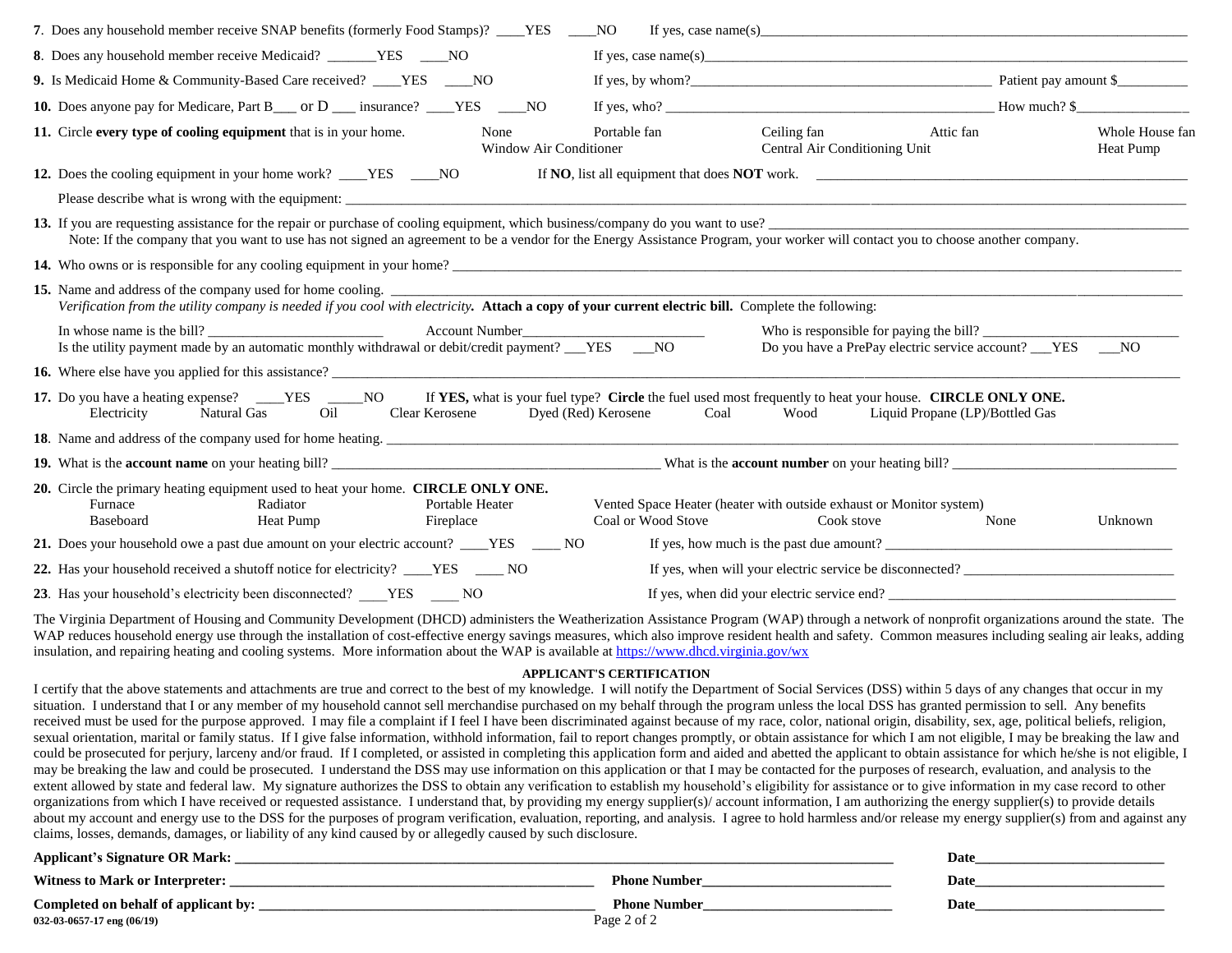7. Does any household member receive SNAP benefits (formerly Food Stamps)? ____YES ____NO If yes, case name(s)____________________________________________

8. Does any household member receive Medicaid? _______YES ____NO If yes, case name(s)____________________________________________

9. Is Medicaid Home & Community-Based Care received? ____YES ____NO If yes, by whom?______________________________ Patient pay amount $_________

10. Does anyone pay for Medicare, Part B___ or D ___ insurance? ____YES ____NO If yes, who? ______________________________ How much? $_______________

11. Circle **every type of cooling equipment** that is in your home. None Portable fan Ceiling fan Attic fan Whole House fan Window Air Conditioner Central Air Conditioning Unit Heat Pump

12. Does the cooling equipment in your home work? ____YES ____NO If **NO**, list all equipment that does **NOT** work. ______________________________

Please describe what is wrong with the equipment: ____________________________________________

13. If you are requesting assistance for the repair or purchase of cooling equipment, which business/company do you want to use? ______________________________
Note: If the company that you want to use has not signed an agreement to be a vendor for the Energy Assistance Program, your worker will contact you to choose another company.

14. Who owns or is responsible for any cooling equipment in your home? ____________________________________________

15. Name and address of the company used for home cooling. ____________________________________________
*Verification from the utility company is needed if you cool with electricity.* **Attach a copy of your current electric bill.** Complete the following:

In whose name is the bill? ________________________ Account Number__________________________ Who is responsible for paying the bill? ____________________________
Is the utility payment made by an automatic monthly withdrawal or debit/credit payment? ___YES ___NO Do you have a PrePay electric service account? ___YES ___NO

16. Where else have you applied for this assistance? ____________________________________________

17. Do you have a heating expense? ____YES _____NO If **YES,** what is your fuel type? **Circle** the fuel used most frequently to heat your house. **CIRCLE ONLY ONE.**
Electricity Natural Gas Oil Clear Kerosene Dyed (Red) Kerosene Coal Wood Liquid Propane (LP)/Bottled Gas

18. Name and address of the company used for home heating. ____________________________________________

19. What is the **account name** on your heating bill? ______________________________ What is the **account number** on your heating bill? ______________________________

20. Circle the primary heating equipment used to heat your home. **CIRCLE ONLY ONE.**
Furnace Radiator Portable Heater Vented Space Heater (heater with outside exhaust or Monitor system)
Baseboard Heat Pump Fireplace Coal or Wood Stove Cook stove None Unknown

21. Does your household owe a past due amount on your electric account? ____YES ____ NO If yes, how much is the past due amount? ______________________________

22. Has your household received a shutoff notice for electricity? ____YES ____ NO If yes, when will your electric service be disconnected? ______________________________

23. Has your household's electricity been disconnected? ____YES ____ NO If yes, when did your electric service end? ______________________________

The Virginia Department of Housing and Community Development (DHCD) administers the Weatherization Assistance Program (WAP) through a network of nonprofit organizations around the state. The WAP reduces household energy use through the installation of cost-effective energy savings measures, which also improve resident health and safety. Common measures including sealing air leaks, adding insulation, and repairing heating and cooling systems. More information about the WAP is available at https://www.dhcd.virginia.gov/wx

**APPLICANT'S CERTIFICATION**

I certify that the above statements and attachments are true and correct to the best of my knowledge. I will notify the Department of Social Services (DSS) within 5 days of any changes that occur in my situation. I understand that I or any member of my household cannot sell merchandise purchased on my behalf through the program unless the local DSS has granted permission to sell. Any benefits received must be used for the purpose approved. I may file a complaint if I feel I have been discriminated against because of my race, color, national origin, disability, sex, age, political beliefs, religion, sexual orientation, marital or family status. If I give false information, withhold information, fail to report changes promptly, or obtain assistance for which I am not eligible, I may be breaking the law and could be prosecuted for perjury, larceny and/or fraud. If I completed, or assisted in completing this application form and aided and abetted the applicant to obtain assistance for which he/she is not eligible, I may be breaking the law and could be prosecuted. I understand the DSS may use information on this application or that I may be contacted for the purposes of research, evaluation, and analysis to the extent allowed by state and federal law. My signature authorizes the DSS to obtain any verification to establish my household's eligibility for assistance or to give information in my case record to other organizations from which I have received or requested assistance. I understand that, by providing my energy supplier(s)/ account information, I am authorizing the energy supplier(s) to provide details about my account and energy use to the DSS for the purposes of program verification, evaluation, reporting, and analysis. I agree to hold harmless and/or release my energy supplier(s) from and against any claims, losses, demands, damages, or liability of any kind caused by or allegedly caused by such disclosure.

**Applicant's Signature OR Mark:** ____________________________________________ **Date**__________________________

**Witness to Mark or Interpreter:** ______________________________ **Phone Number**__________________________ **Date**__________________________

**Completed on behalf of applicant by:** ______________________________ **Phone Number**__________________________ **Date**__________________________

**032-03-0657-17 eng (06/19)**